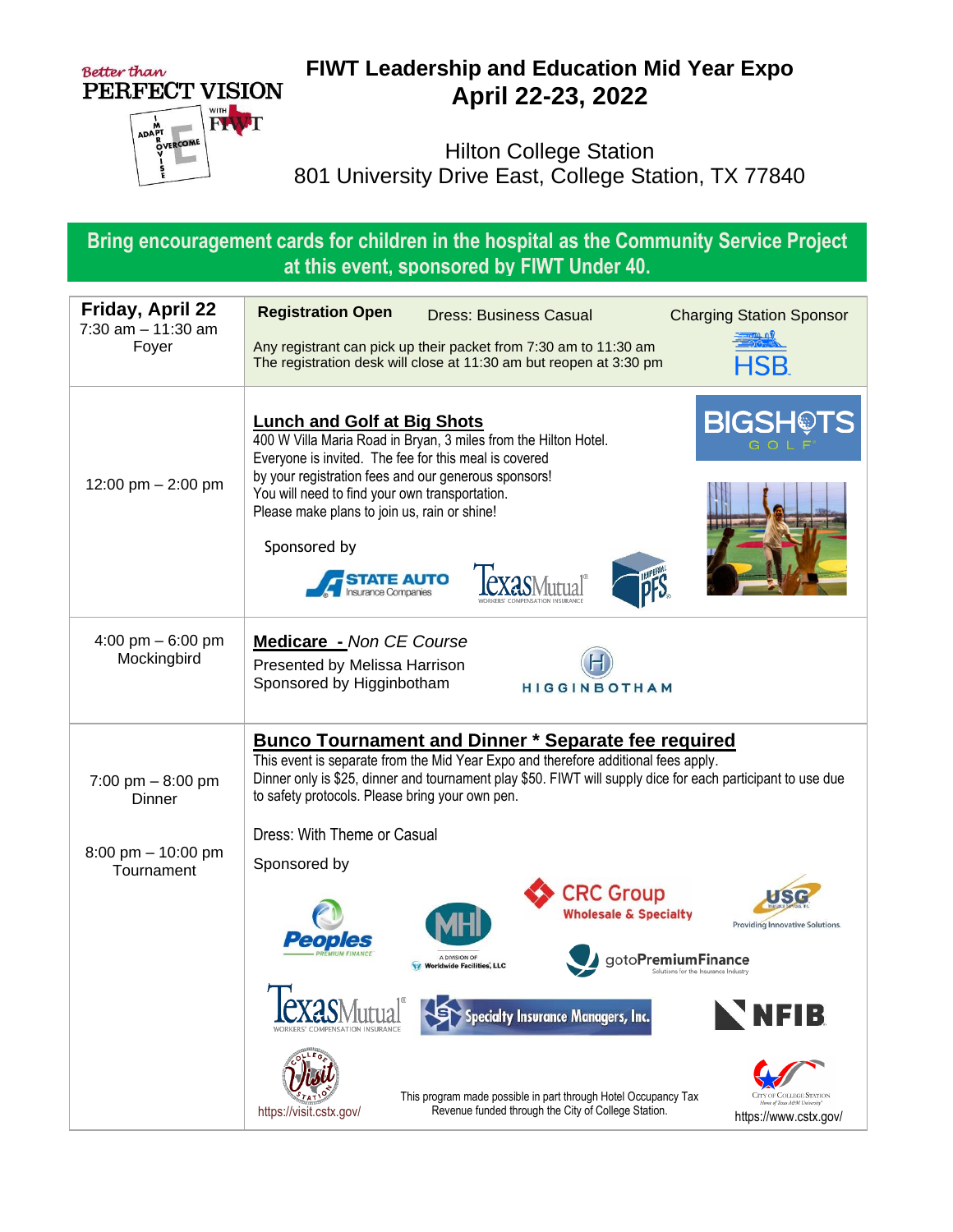Better than PERFECT VISION with FIWT

IMPROVISE · ADAPT · OVERCOME

# FIWT Leadership and Education Mid Year Expo
## April 22-23, 2022

Hilton College Station
801 University Drive East, College Station, TX 77840

**Bring encouragement cards for children in the hospital as the Community Service Project at this event, sponsored by FIWT Under 40.**

| Time | Event |
|---|---|
| **Friday, April 22**<br>7:30 am – 11:30 am<br>Foyer | **Registration Open** Dress: Business Casual Charging Station Sponsor HSB<br>Any registrant can pick up their packet from 7:30 am to 11:30 am<br>The registration desk will close at 11:30 am but reopen at 3:30 pm |
| 12:00 pm – 2:00 pm | **Lunch and Golf at Big Shots**<br>400 W Villa Maria Road in Bryan, 3 miles from the Hilton Hotel.<br>Everyone is invited. The fee for this meal is covered by your registration fees and our generous sponsors!<br>You will need to find your own transportation.<br>Please make plans to join us, rain or shine!<br>Sponsored by State Auto Insurance Companies, Texas Mutual Workers' Compensation Insurance, Imperial PFS<br>BIGSHOTS GOLF |
| 4:00 pm – 6:00 pm<br>Mockingbird | **Medicare -** *Non CE Course*<br>Presented by Melissa Harrison<br>Sponsored by Higginbotham |
| 7:00 pm – 8:00 pm<br>Dinner<br><br>8:00 pm – 10:00 pm<br>Tournament | **Bunco Tournament and Dinner * Separate fee required**<br>This event is separate from the Mid Year Expo and therefore additional fees apply.<br>Dinner only is $25, dinner and tournament play $50. FIWT will supply dice for each participant to use due to safety protocols. Please bring your own pen.<br><br>Dress: With Theme or Casual<br><br>Sponsored by Peoples Premium Finance, MHI (A Division of Worldwide Facilities, LLC), CRC Group Wholesale & Specialty, gotoPremiumFinance (Solutions for the Insurance Industry), USG (Providing Innovative Solutions), Texas Mutual Workers' Compensation Insurance, Specialty Insurance Managers, Inc., NFIB<br><br>Visit College Station https://visit.cstx.gov/<br>This program made possible in part through Hotel Occupancy Tax Revenue funded through the City of College Station.<br>City of College Station, Home of Texas A&M University https://www.cstx.gov/ |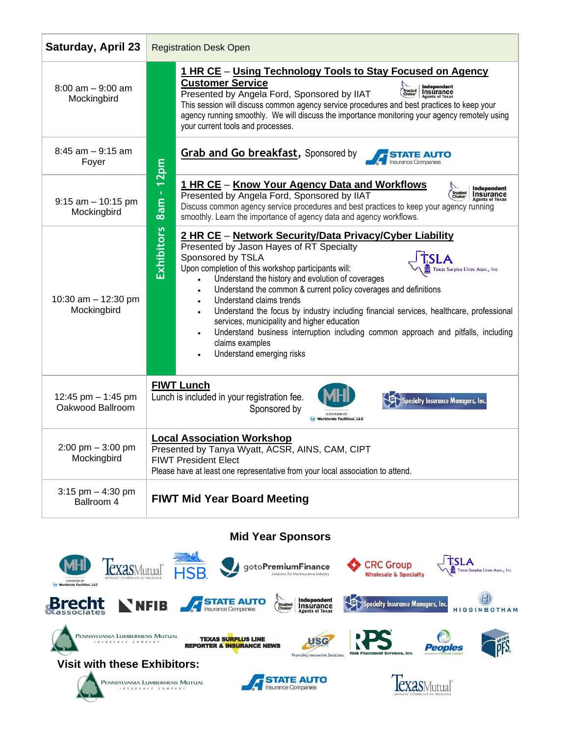| Saturday, April 23 | Registration Desk Open |
|---|---|
| 8:00 am – 9:00 am<br>Mockingbird | Exhibitors 8am - 12pm<br><br>**1 HR CE – Using Technology Tools to Stay Focused on Agency Customer Service**<br>Presented by Angela Ford, Sponsored by IIAT<br>This session will discuss common agency service procedures and best practices to keep your agency running smoothly. We will discuss the importance monitoring your agency remotely using your current tools and processes. |
| 8:45 am – 9:15 am<br>Foyer | **Grab and Go breakfast**, Sponsored by STATE AUTO Insurance Companies |
| 9:15 am – 10:15 pm<br>Mockingbird | **1 HR CE – Know Your Agency Data and Workflows**<br>Presented by Angela Ford, Sponsored by IIAT<br>Discuss common agency service procedures and best practices to keep your agency running smoothly. Learn the importance of agency data and agency workflows. |
| 10:30 am – 12:30 pm<br>Mockingbird | **2 HR CE – Network Security/Data Privacy/Cyber Liability**<br>Presented by Jason Hayes of RT Specialty<br>Sponsored by TSLA<br>Upon completion of this workshop participants will:<br>• Understand the history and evolution of coverages<br>• Understand the common & current policy coverages and definitions<br>• Understand claims trends<br>• Understand the focus by industry including financial services, healthcare, professional services, municipality and higher education<br>• Understand business interruption including common approach and pitfalls, including claims examples<br>• Understand emerging risks |
| 12:45 pm – 1:45 pm<br>Oakwood Ballroom | **FIWT Lunch**<br>Lunch is included in your registration fee.<br>Sponsored by MHI (A Division of Worldwide Facilities, LLC), Specialty Insurance Managers, Inc. |
| 2:00 pm – 3:00 pm<br>Mockingbird | **Local Association Workshop**<br>Presented by Tanya Wyatt, ACSR, AINS, CAM, CIPT<br>FIWT President Elect<br>Please have at least one representative from your local association to attend. |
| 3:15 pm – 4:30 pm<br>Ballroom 4 | **FIWT Mid Year Board Meeting** |

## Mid Year Sponsors

MHI (A Division of Worldwide Facilities, LLC), Texas Mutual Workers' Compensation Insurance, HSB, gotoPremiumFinance, CRC Group Wholesale & Specialty, TSLA Texas Surplus Lines Assn., Inc., Brecht & associates, NFIB, STATE AUTO Insurance Companies, Trusted Choice Independent Insurance Agents of Texas, Specialty Insurance Managers, Inc., Higginbotham, Pennsylvania Lumbermens Mutual Insurance Company, Texas Surplus Line Reporter & Insurance News, USG Providing Innovative Solutions, RPS Risk Placement Services, Inc., Peoples Premium Finance, Imperial PFS

## Visit with these Exhibitors:

Pennsylvania Lumbermens Mutual Insurance Company, STATE AUTO Insurance Companies, Texas Mutual Workers' Compensation Insurance